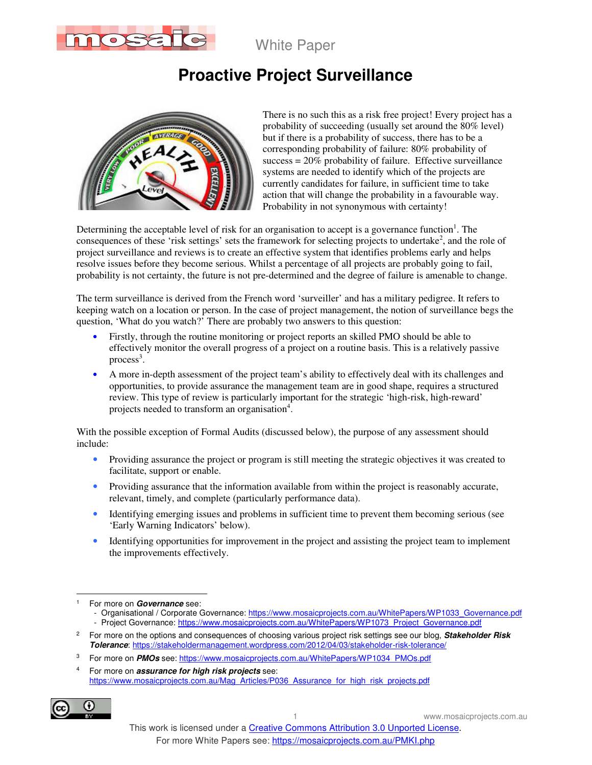White Paper

# Proactive Project Surveillance

There is no such this as a risk free project! Every project has a probability of succeeding (usually set around the 80% level) but if there is a probability of success, there has to be a corresponding probability of failure: 80% probability of success = 20% probability of failure. Effective surveillance systems are needed to identify which of the projects are currently candidates for failure, in sufficient time to take action that will change the probability in a favourable way. Probability in not synonymous with certainty!

Determining the acceptable level of risk for an organisation to accept is a governance function[1]. The consequences of these 'risk settings' sets the framework for selecting projects to undertake[2], and the role of project surveillance and reviews is to create an effective system that identifies problems early and helps resolve issues before they become serious. Whilst a percentage of all projects are probably going to fail, probability is not certainty, the future is not pre-determined and the degree of failure is amenable to change.

The term surveillance is derived from the French word 'surveiller' and has a military pedigree. It refers to keeping watch on a location or person. In the case of project management, the notion of surveillance begs the question, 'What do you watch?' There are probably two answers to this question:

- Firstly, through the routine monitoring or project reports an skilled PMO should be able to effectively monitor the overall progress of a project on a routine basis. This is a relatively passive process[3].
- A more in-depth assessment of the project team's ability to effectively deal with its challenges and opportunities, to provide assurance the management team are in good shape, requires a structured review. This type of review is particularly important for the strategic 'high-risk, high-reward' projects needed to transform an organisation[4].

With the possible exception of Formal Audits (discussed below), the purpose of any assessment should include:

- Providing assurance the project or program is still meeting the strategic objectives it was created to facilitate, support or enable.
- Providing assurance that the information available from within the project is reasonably accurate, relevant, timely, and complete (particularly performance data).
- Identifying emerging issues and problems in sufficient time to prevent them becoming serious (see 'Early Warning Indicators' below).
- Identifying opportunities for improvement in the project and assisting the project team to implement the improvements effectively.

---

[1] For more on ***Governance*** see:
- Organisational / Corporate Governance: https://www.mosaicprojects.com.au/WhitePapers/WP1033_Governance.pdf
- Project Governance: https://www.mosaicprojects.com.au/WhitePapers/WP1073_Project_Governance.pdf

[2] For more on the options and consequences of choosing various project risk settings see our blog, ***Stakeholder Risk Tolerance***: https://stakeholdermanagement.wordpress.com/2012/04/03/stakeholder-risk-tolerance/

[3] For more on ***PMOs*** see: https://www.mosaicprojects.com.au/WhitePapers/WP1034_PMOs.pdf

[4] For more on ***assurance for high risk projects*** see: https://www.mosaicprojects.com.au/Mag_Articles/P036_Assurance_for_high_risk_projects.pdf

This work is licensed under a Creative Commons Attribution 3.0 Unported License.
For more White Papers see: https://mosaicprojects.com.au/PMKI.php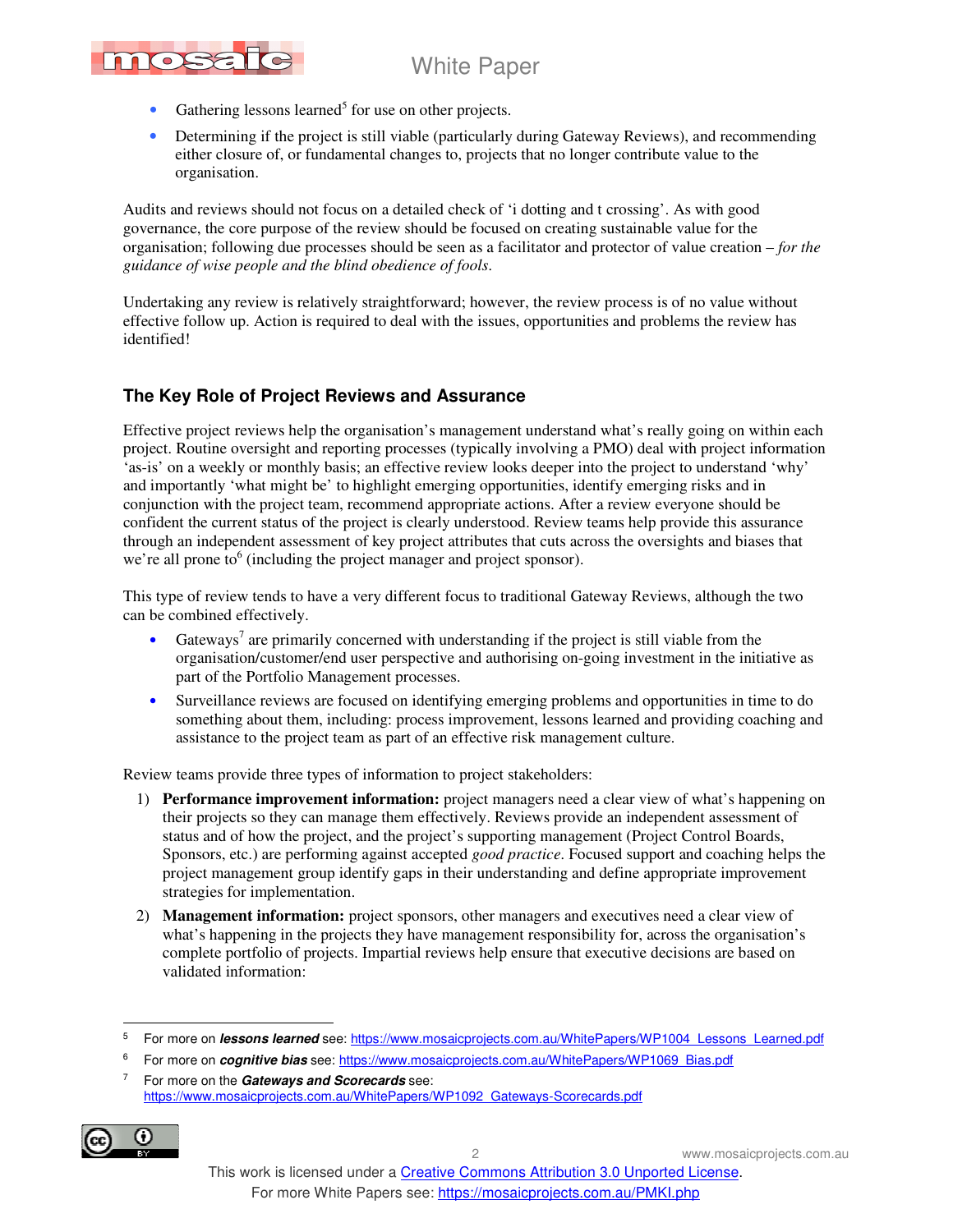- Gathering lessons learned[5] for use on other projects.
- Determining if the project is still viable (particularly during Gateway Reviews), and recommending either closure of, or fundamental changes to, projects that no longer contribute value to the organisation.

Audits and reviews should not focus on a detailed check of 'i dotting and t crossing'. As with good governance, the core purpose of the review should be focused on creating sustainable value for the organisation; following due processes should be seen as a facilitator and protector of value creation – *for the guidance of wise people and the blind obedience of fools*.

Undertaking any review is relatively straightforward; however, the review process is of no value without effective follow up. Action is required to deal with the issues, opportunities and problems the review has identified!

## The Key Role of Project Reviews and Assurance

Effective project reviews help the organisation's management understand what's really going on within each project. Routine oversight and reporting processes (typically involving a PMO) deal with project information 'as-is' on a weekly or monthly basis; an effective review looks deeper into the project to understand 'why' and importantly 'what might be' to highlight emerging opportunities, identify emerging risks and in conjunction with the project team, recommend appropriate actions. After a review everyone should be confident the current status of the project is clearly understood. Review teams help provide this assurance through an independent assessment of key project attributes that cuts across the oversights and biases that we're all prone to[6] (including the project manager and project sponsor).

This type of review tends to have a very different focus to traditional Gateway Reviews, although the two can be combined effectively.

- Gateways[7] are primarily concerned with understanding if the project is still viable from the organisation/customer/end user perspective and authorising on-going investment in the initiative as part of the Portfolio Management processes.
- Surveillance reviews are focused on identifying emerging problems and opportunities in time to do something about them, including: process improvement, lessons learned and providing coaching and assistance to the project team as part of an effective risk management culture.

Review teams provide three types of information to project stakeholders:

1) **Performance improvement information:** project managers need a clear view of what's happening on their projects so they can manage them effectively. Reviews provide an independent assessment of status and of how the project, and the project's supporting management (Project Control Boards, Sponsors, etc.) are performing against accepted *good practice*. Focused support and coaching helps the project management group identify gaps in their understanding and define appropriate improvement strategies for implementation.
2) **Management information:** project sponsors, other managers and executives need a clear view of what's happening in the projects they have management responsibility for, across the organisation's complete portfolio of projects. Impartial reviews help ensure that executive decisions are based on validated information:

---

[5] For more on ***lessons learned*** see: https://www.mosaicprojects.com.au/WhitePapers/WP1004_Lessons_Learned.pdf

[6] For more on ***cognitive bias*** see: https://www.mosaicprojects.com.au/WhitePapers/WP1069_Bias.pdf

[7] For more on the ***Gateways and Scorecards*** see: https://www.mosaicprojects.com.au/WhitePapers/WP1092_Gateways-Scorecards.pdf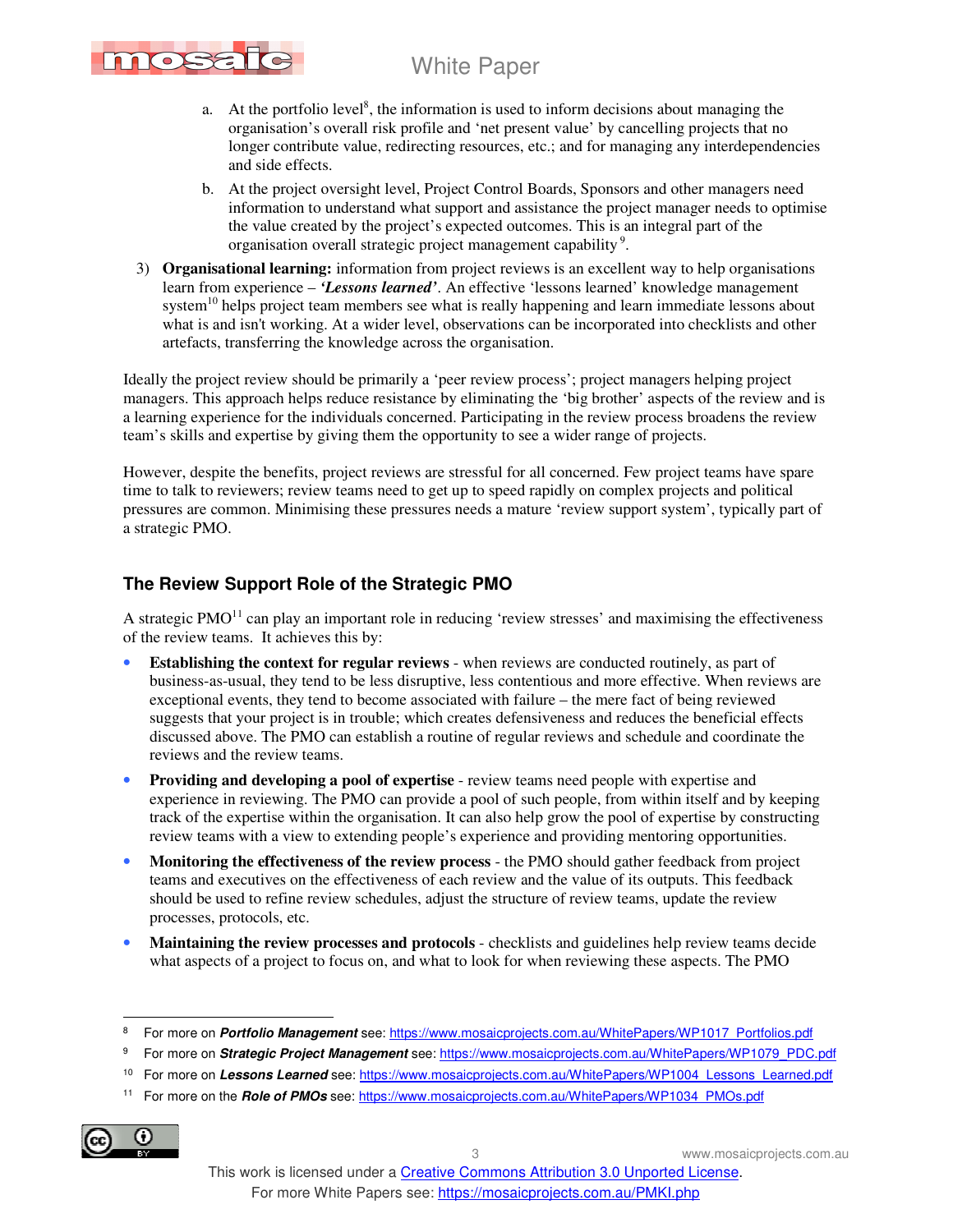a. At the portfolio level[8], the information is used to inform decisions about managing the organisation's overall risk profile and 'net present value' by cancelling projects that no longer contribute value, redirecting resources, etc.; and for managing any interdependencies and side effects.

b. At the project oversight level, Project Control Boards, Sponsors and other managers need information to understand what support and assistance the project manager needs to optimise the value created by the project's expected outcomes. This is an integral part of the organisation overall strategic project management capability[9].

3) **Organisational learning:** information from project reviews is an excellent way to help organisations learn from experience – ***'Lessons learned'***. An effective 'lessons learned' knowledge management system[10] helps project team members see what is really happening and learn immediate lessons about what is and isn't working. At a wider level, observations can be incorporated into checklists and other artefacts, transferring the knowledge across the organisation.

Ideally the project review should be primarily a 'peer review process'; project managers helping project managers. This approach helps reduce resistance by eliminating the 'big brother' aspects of the review and is a learning experience for the individuals concerned. Participating in the review process broadens the review team's skills and expertise by giving them the opportunity to see a wider range of projects.

However, despite the benefits, project reviews are stressful for all concerned. Few project teams have spare time to talk to reviewers; review teams need to get up to speed rapidly on complex projects and political pressures are common. Minimising these pressures needs a mature 'review support system', typically part of a strategic PMO.

## The Review Support Role of the Strategic PMO

A strategic PMO[11] can play an important role in reducing 'review stresses' and maximising the effectiveness of the review teams. It achieves this by:

- **Establishing the context for regular reviews** - when reviews are conducted routinely, as part of business-as-usual, they tend to be less disruptive, less contentious and more effective. When reviews are exceptional events, they tend to become associated with failure – the mere fact of being reviewed suggests that your project is in trouble; which creates defensiveness and reduces the beneficial effects discussed above. The PMO can establish a routine of regular reviews and schedule and coordinate the reviews and the review teams.
- **Providing and developing a pool of expertise** - review teams need people with expertise and experience in reviewing. The PMO can provide a pool of such people, from within itself and by keeping track of the expertise within the organisation. It can also help grow the pool of expertise by constructing review teams with a view to extending people's experience and providing mentoring opportunities.
- **Monitoring the effectiveness of the review process** - the PMO should gather feedback from project teams and executives on the effectiveness of each review and the value of its outputs. This feedback should be used to refine review schedules, adjust the structure of review teams, update the review processes, protocols, etc.
- **Maintaining the review processes and protocols** - checklists and guidelines help review teams decide what aspects of a project to focus on, and what to look for when reviewing these aspects. The PMO

---

[8] For more on ***Portfolio Management*** see: https://www.mosaicprojects.com.au/WhitePapers/WP1017_Portfolios.pdf

[9] For more on ***Strategic Project Management*** see: https://www.mosaicprojects.com.au/WhitePapers/WP1079_PDC.pdf

[10] For more on ***Lessons Learned*** see: https://www.mosaicprojects.com.au/WhitePapers/WP1004_Lessons_Learned.pdf

[11] For more on the ***Role of PMOs*** see: https://www.mosaicprojects.com.au/WhitePapers/WP1034_PMOs.pdf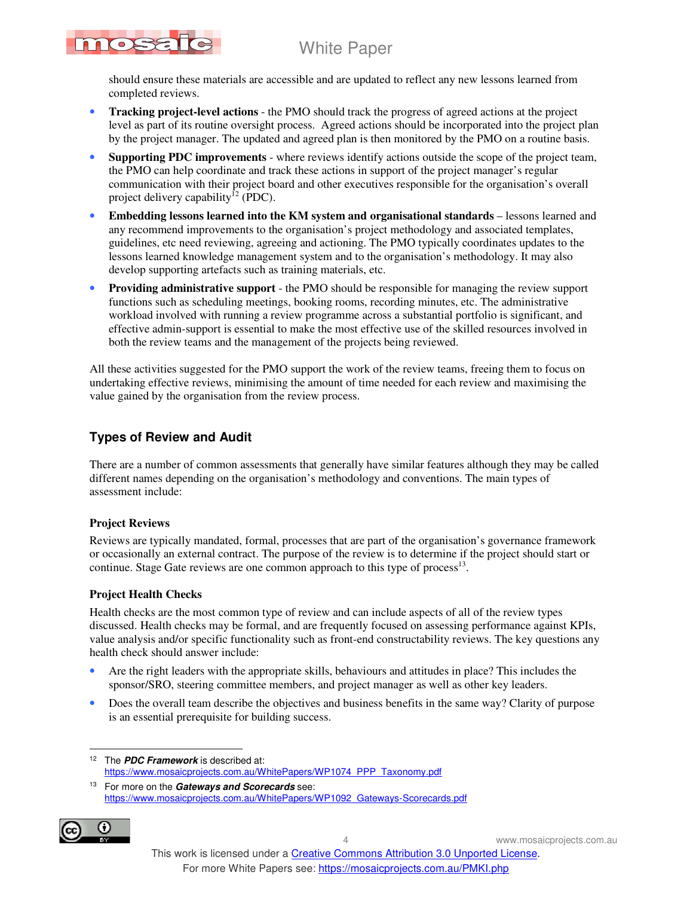should ensure these materials are accessible and are updated to reflect any new lessons learned from completed reviews.

- **Tracking project-level actions** - the PMO should track the progress of agreed actions at the project level as part of its routine oversight process. Agreed actions should be incorporated into the project plan by the project manager. The updated and agreed plan is then monitored by the PMO on a routine basis.
- **Supporting PDC improvements** - where reviews identify actions outside the scope of the project team, the PMO can help coordinate and track these actions in support of the project manager's regular communication with their project board and other executives responsible for the organisation's overall project delivery capability[12] (PDC).
- **Embedding lessons learned into the KM system and organisational standards** – lessons learned and any recommend improvements to the organisation's project methodology and associated templates, guidelines, etc need reviewing, agreeing and actioning. The PMO typically coordinates updates to the lessons learned knowledge management system and to the organisation's methodology. It may also develop supporting artefacts such as training materials, etc.
- **Providing administrative support** - the PMO should be responsible for managing the review support functions such as scheduling meetings, booking rooms, recording minutes, etc. The administrative workload involved with running a review programme across a substantial portfolio is significant, and effective admin-support is essential to make the most effective use of the skilled resources involved in both the review teams and the management of the projects being reviewed.

All these activities suggested for the PMO support the work of the review teams, freeing them to focus on undertaking effective reviews, minimising the amount of time needed for each review and maximising the value gained by the organisation from the review process.

## Types of Review and Audit

There are a number of common assessments that generally have similar features although they may be called different names depending on the organisation's methodology and conventions. The main types of assessment include:

### Project Reviews

Reviews are typically mandated, formal, processes that are part of the organisation's governance framework or occasionally an external contract. The purpose of the review is to determine if the project should start or continue. Stage Gate reviews are one common approach to this type of process[13].

### Project Health Checks

Health checks are the most common type of review and can include aspects of all of the review types discussed. Health checks may be formal, and are frequently focused on assessing performance against KPIs, value analysis and/or specific functionality such as front-end constructability reviews. The key questions any health check should answer include:

- Are the right leaders with the appropriate skills, behaviours and attitudes in place? This includes the sponsor/SRO, steering committee members, and project manager as well as other key leaders.
- Does the overall team describe the objectives and business benefits in the same way? Clarity of purpose is an essential prerequisite for building success.

---

[12] The ***PDC Framework*** is described at: https://www.mosaicprojects.com.au/WhitePapers/WP1074_PPP_Taxonomy.pdf

[13] For more on the ***Gateways and Scorecards*** see: https://www.mosaicprojects.com.au/WhitePapers/WP1092_Gateways-Scorecards.pdf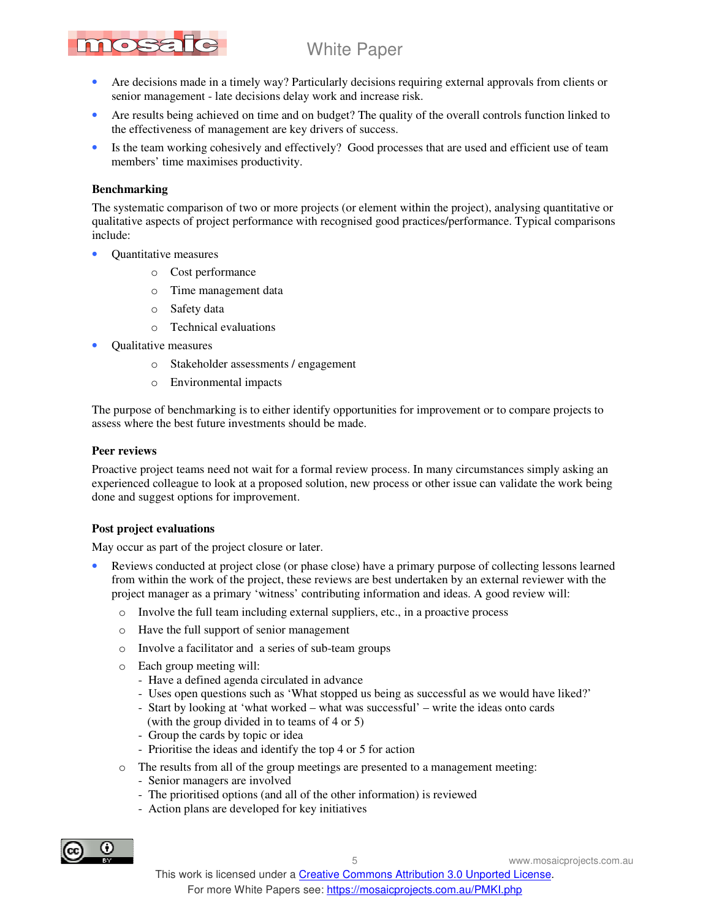- Are decisions made in a timely way? Particularly decisions requiring external approvals from clients or senior management - late decisions delay work and increase risk.
- Are results being achieved on time and on budget? The quality of the overall controls function linked to the effectiveness of management are key drivers of success.
- Is the team working cohesively and effectively? Good processes that are used and efficient use of team members' time maximises productivity.

**Benchmarking**

The systematic comparison of two or more projects (or element within the project), analysing quantitative or qualitative aspects of project performance with recognised good practices/performance. Typical comparisons include:

- Quantitative measures
  - Cost performance
  - Time management data
  - Safety data
  - Technical evaluations
- Qualitative measures
  - Stakeholder assessments / engagement
  - Environmental impacts

The purpose of benchmarking is to either identify opportunities for improvement or to compare projects to assess where the best future investments should be made.

**Peer reviews**

Proactive project teams need not wait for a formal review process. In many circumstances simply asking an experienced colleague to look at a proposed solution, new process or other issue can validate the work being done and suggest options for improvement.

**Post project evaluations**

May occur as part of the project closure or later.

- Reviews conducted at project close (or phase close) have a primary purpose of collecting lessons learned from within the work of the project, these reviews are best undertaken by an external reviewer with the project manager as a primary 'witness' contributing information and ideas. A good review will:
  - Involve the full team including external suppliers, etc., in a proactive process
  - Have the full support of senior management
  - Involve a facilitator and a series of sub-team groups
  - Each group meeting will:
    - Have a defined agenda circulated in advance
    - Uses open questions such as 'What stopped us being as successful as we would have liked?'
    - Start by looking at 'what worked – what was successful' – write the ideas onto cards (with the group divided in to teams of 4 or 5)
    - Group the cards by topic or idea
    - Prioritise the ideas and identify the top 4 or 5 for action
  - The results from all of the group meetings are presented to a management meeting:
    - Senior managers are involved
    - The prioritised options (and all of the other information) is reviewed
    - Action plans are developed for key initiatives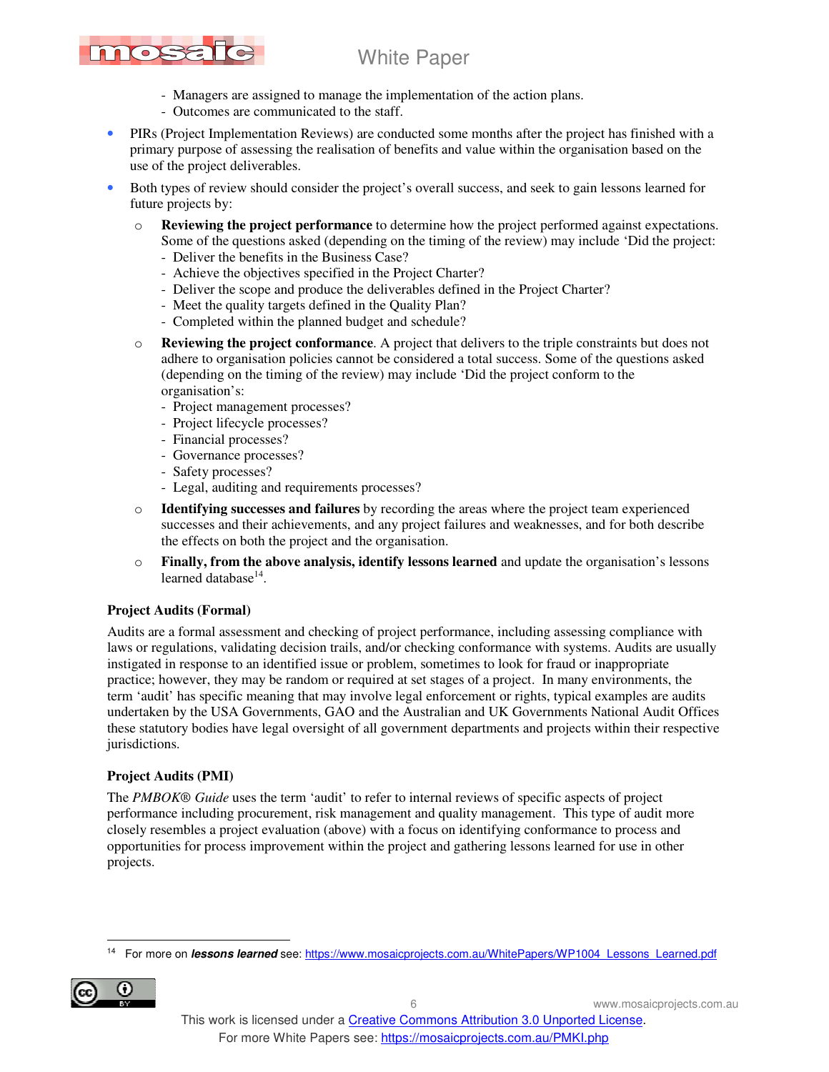- Managers are assigned to manage the implementation of the action plans.
- Outcomes are communicated to the staff.

- PIRs (Project Implementation Reviews) are conducted some months after the project has finished with a primary purpose of assessing the realisation of benefits and value within the organisation based on the use of the project deliverables.
- Both types of review should consider the project's overall success, and seek to gain lessons learned for future projects by:
  - **Reviewing the project performance** to determine how the project performed against expectations. Some of the questions asked (depending on the timing of the review) may include 'Did the project:
    - Deliver the benefits in the Business Case?
    - Achieve the objectives specified in the Project Charter?
    - Deliver the scope and produce the deliverables defined in the Project Charter?
    - Meet the quality targets defined in the Quality Plan?
    - Completed within the planned budget and schedule?
  - **Reviewing the project conformance**. A project that delivers to the triple constraints but does not adhere to organisation policies cannot be considered a total success. Some of the questions asked (depending on the timing of the review) may include 'Did the project conform to the organisation's:
    - Project management processes?
    - Project lifecycle processes?
    - Financial processes?
    - Governance processes?
    - Safety processes?
    - Legal, auditing and requirements processes?
  - **Identifying successes and failures** by recording the areas where the project team experienced successes and their achievements, and any project failures and weaknesses, and for both describe the effects on both the project and the organisation.
  - **Finally, from the above analysis, identify lessons learned** and update the organisation's lessons learned database[14].

**Project Audits (Formal)**

Audits are a formal assessment and checking of project performance, including assessing compliance with laws or regulations, validating decision trails, and/or checking conformance with systems. Audits are usually instigated in response to an identified issue or problem, sometimes to look for fraud or inappropriate practice; however, they may be random or required at set stages of a project. In many environments, the term 'audit' has specific meaning that may involve legal enforcement or rights, typical examples are audits undertaken by the USA Governments, GAO and the Australian and UK Governments National Audit Offices these statutory bodies have legal oversight of all government departments and projects within their respective jurisdictions.

**Project Audits (PMI)**

The *PMBOK® Guide* uses the term 'audit' to refer to internal reviews of specific aspects of project performance including procurement, risk management and quality management. This type of audit more closely resembles a project evaluation (above) with a focus on identifying conformance to process and opportunities for process improvement within the project and gathering lessons learned for use in other projects.

---

[14] For more on ***lessons learned*** see: https://www.mosaicprojects.com.au/WhitePapers/WP1004_Lessons_Learned.pdf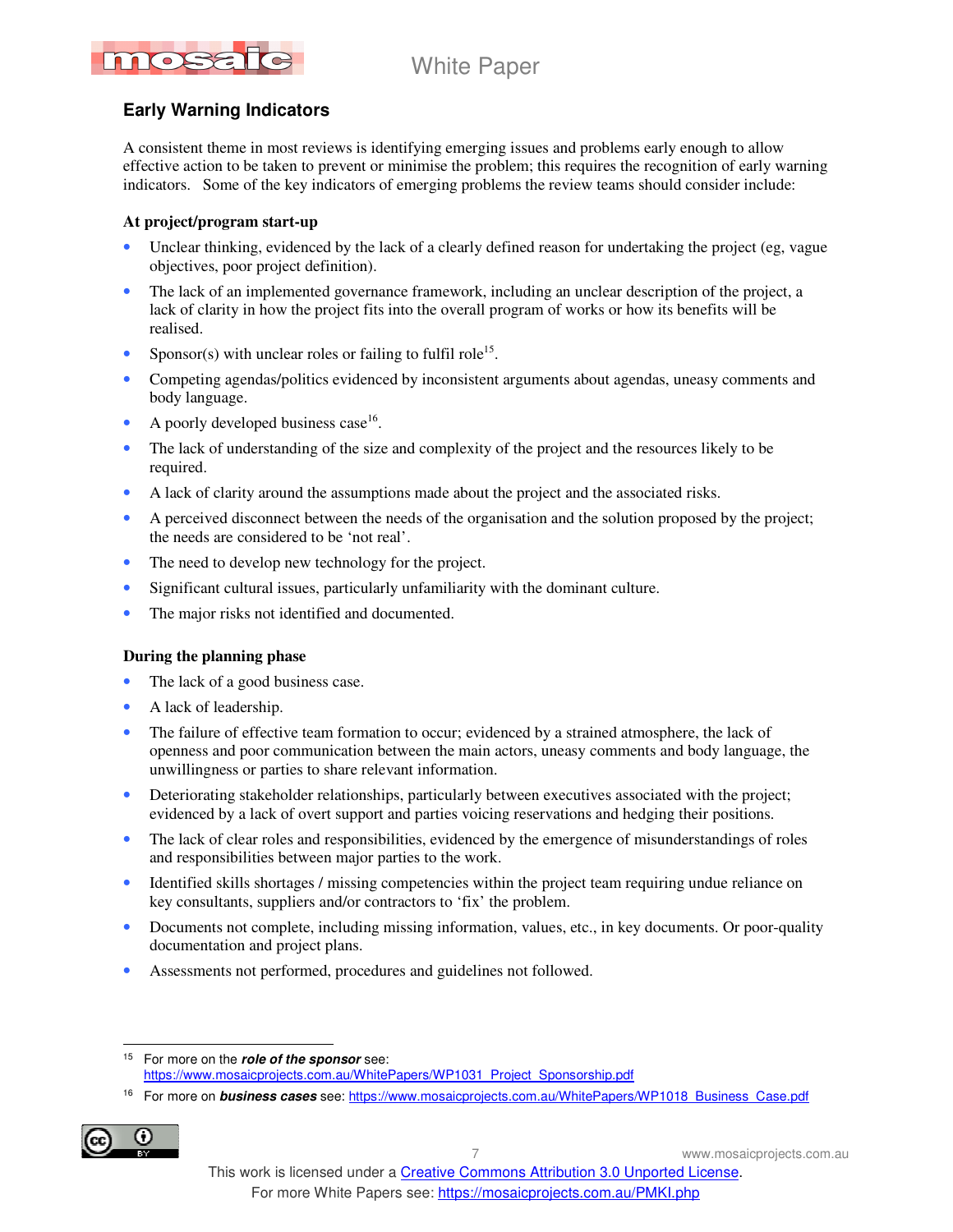## Early Warning Indicators

A consistent theme in most reviews is identifying emerging issues and problems early enough to allow effective action to be taken to prevent or minimise the problem; this requires the recognition of early warning indicators. Some of the key indicators of emerging problems the review teams should consider include:

**At project/program start-up**

- Unclear thinking, evidenced by the lack of a clearly defined reason for undertaking the project (eg, vague objectives, poor project definition).
- The lack of an implemented governance framework, including an unclear description of the project, a lack of clarity in how the project fits into the overall program of works or how its benefits will be realised.
- Sponsor(s) with unclear roles or failing to fulfil role[15].
- Competing agendas/politics evidenced by inconsistent arguments about agendas, uneasy comments and body language.
- A poorly developed business case[16].
- The lack of understanding of the size and complexity of the project and the resources likely to be required.
- A lack of clarity around the assumptions made about the project and the associated risks.
- A perceived disconnect between the needs of the organisation and the solution proposed by the project; the needs are considered to be 'not real'.
- The need to develop new technology for the project.
- Significant cultural issues, particularly unfamiliarity with the dominant culture.
- The major risks not identified and documented.

**During the planning phase**

- The lack of a good business case.
- A lack of leadership.
- The failure of effective team formation to occur; evidenced by a strained atmosphere, the lack of openness and poor communication between the main actors, uneasy comments and body language, the unwillingness or parties to share relevant information.
- Deteriorating stakeholder relationships, particularly between executives associated with the project; evidenced by a lack of overt support and parties voicing reservations and hedging their positions.
- The lack of clear roles and responsibilities, evidenced by the emergence of misunderstandings of roles and responsibilities between major parties to the work.
- Identified skills shortages / missing competencies within the project team requiring undue reliance on key consultants, suppliers and/or contractors to 'fix' the problem.
- Documents not complete, including missing information, values, etc., in key documents. Or poor-quality documentation and project plans.
- Assessments not performed, procedures and guidelines not followed.

---

[15] For more on the ***role of the sponsor*** see: https://www.mosaicprojects.com.au/WhitePapers/WP1031_Project_Sponsorship.pdf

[16] For more on ***business cases*** see: https://www.mosaicprojects.com.au/WhitePapers/WP1018_Business_Case.pdf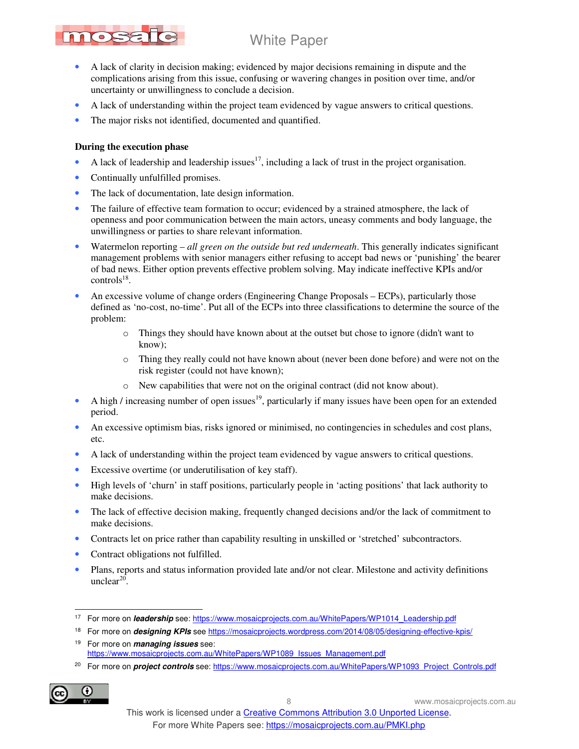- A lack of clarity in decision making; evidenced by major decisions remaining in dispute and the complications arising from this issue, confusing or wavering changes in position over time, and/or uncertainty or unwillingness to conclude a decision.
- A lack of understanding within the project team evidenced by vague answers to critical questions.
- The major risks not identified, documented and quantified.

**During the execution phase**

- A lack of leadership and leadership issues[17], including a lack of trust in the project organisation.
- Continually unfulfilled promises.
- The lack of documentation, late design information.
- The failure of effective team formation to occur; evidenced by a strained atmosphere, the lack of openness and poor communication between the main actors, uneasy comments and body language, the unwillingness or parties to share relevant information.
- Watermelon reporting – *all green on the outside but red underneath*. This generally indicates significant management problems with senior managers either refusing to accept bad news or 'punishing' the bearer of bad news. Either option prevents effective problem solving. May indicate ineffective KPIs and/or controls[18].
- An excessive volume of change orders (Engineering Change Proposals – ECPs), particularly those defined as 'no-cost, no-time'. Put all of the ECPs into three classifications to determine the source of the problem:
    - Things they should have known about at the outset but chose to ignore (didn't want to know);
    - Thing they really could not have known about (never been done before) and were not on the risk register (could not have known);
    - New capabilities that were not on the original contract (did not know about).
- A high / increasing number of open issues[19], particularly if many issues have been open for an extended period.
- An excessive optimism bias, risks ignored or minimised, no contingencies in schedules and cost plans, etc.
- A lack of understanding within the project team evidenced by vague answers to critical questions.
- Excessive overtime (or underutilisation of key staff).
- High levels of 'churn' in staff positions, particularly people in 'acting positions' that lack authority to make decisions.
- The lack of effective decision making, frequently changed decisions and/or the lack of commitment to make decisions.
- Contracts let on price rather than capability resulting in unskilled or 'stretched' subcontractors.
- Contract obligations not fulfilled.
- Plans, reports and status information provided late and/or not clear. Milestone and activity definitions unclear[20].

---

[17] For more on ***leadership*** see: https://www.mosaicprojects.com.au/WhitePapers/WP1014_Leadership.pdf

[18] For more on ***designing KPIs*** see https://mosaicprojects.wordpress.com/2014/08/05/designing-effective-kpis/

[19] For more on ***managing issues*** see: https://www.mosaicprojects.com.au/WhitePapers/WP1089_Issues_Management.pdf

[20] For more on ***project controls*** see: https://www.mosaicprojects.com.au/WhitePapers/WP1093_Project_Controls.pdf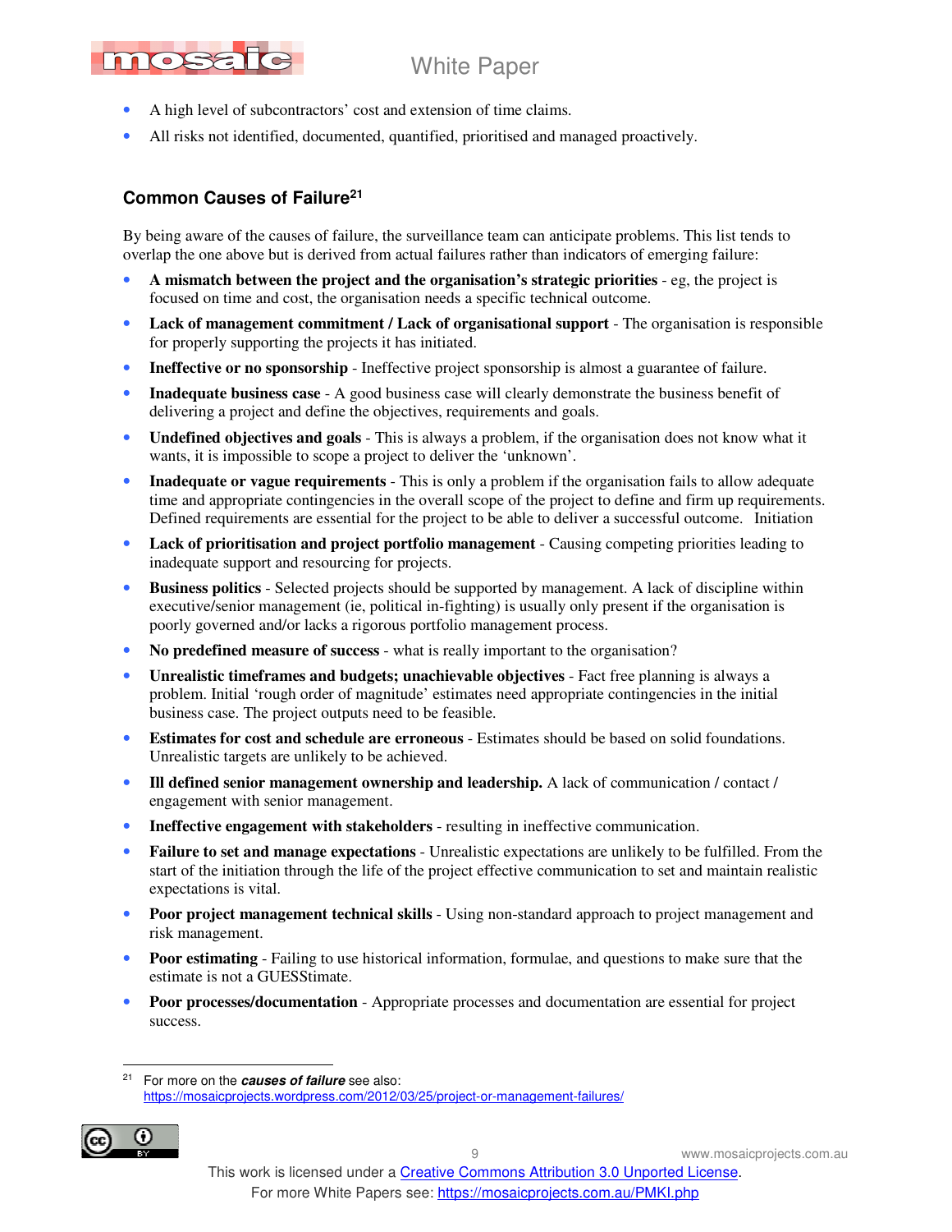- A high level of subcontractors' cost and extension of time claims.
- All risks not identified, documented, quantified, prioritised and managed proactively.

### Common Causes of Failure[21]

By being aware of the causes of failure, the surveillance team can anticipate problems. This list tends to overlap the one above but is derived from actual failures rather than indicators of emerging failure:

- **A mismatch between the project and the organisation's strategic priorities** - eg, the project is focused on time and cost, the organisation needs a specific technical outcome.
- **Lack of management commitment / Lack of organisational support** - The organisation is responsible for properly supporting the projects it has initiated.
- **Ineffective or no sponsorship** - Ineffective project sponsorship is almost a guarantee of failure.
- **Inadequate business case** - A good business case will clearly demonstrate the business benefit of delivering a project and define the objectives, requirements and goals.
- **Undefined objectives and goals** - This is always a problem, if the organisation does not know what it wants, it is impossible to scope a project to deliver the 'unknown'.
- **Inadequate or vague requirements** - This is only a problem if the organisation fails to allow adequate time and appropriate contingencies in the overall scope of the project to define and firm up requirements. Defined requirements are essential for the project to be able to deliver a successful outcome. Initiation
- **Lack of prioritisation and project portfolio management** - Causing competing priorities leading to inadequate support and resourcing for projects.
- **Business politics** - Selected projects should be supported by management. A lack of discipline within executive/senior management (ie, political in-fighting) is usually only present if the organisation is poorly governed and/or lacks a rigorous portfolio management process.
- **No predefined measure of success** - what is really important to the organisation?
- **Unrealistic timeframes and budgets; unachievable objectives** - Fact free planning is always a problem. Initial 'rough order of magnitude' estimates need appropriate contingencies in the initial business case. The project outputs need to be feasible.
- **Estimates for cost and schedule are erroneous** - Estimates should be based on solid foundations. Unrealistic targets are unlikely to be achieved.
- **Ill defined senior management ownership and leadership.** A lack of communication / contact / engagement with senior management.
- **Ineffective engagement with stakeholders** - resulting in ineffective communication.
- **Failure to set and manage expectations** - Unrealistic expectations are unlikely to be fulfilled. From the start of the initiation through the life of the project effective communication to set and maintain realistic expectations is vital.
- **Poor project management technical skills** - Using non-standard approach to project management and risk management.
- **Poor estimating** - Failing to use historical information, formulae, and questions to make sure that the estimate is not a GUESStimate.
- **Poor processes/documentation** - Appropriate processes and documentation are essential for project success.

---

[21] For more on the ***causes of failure*** see also: https://mosaicprojects.wordpress.com/2012/03/25/project-or-management-failures/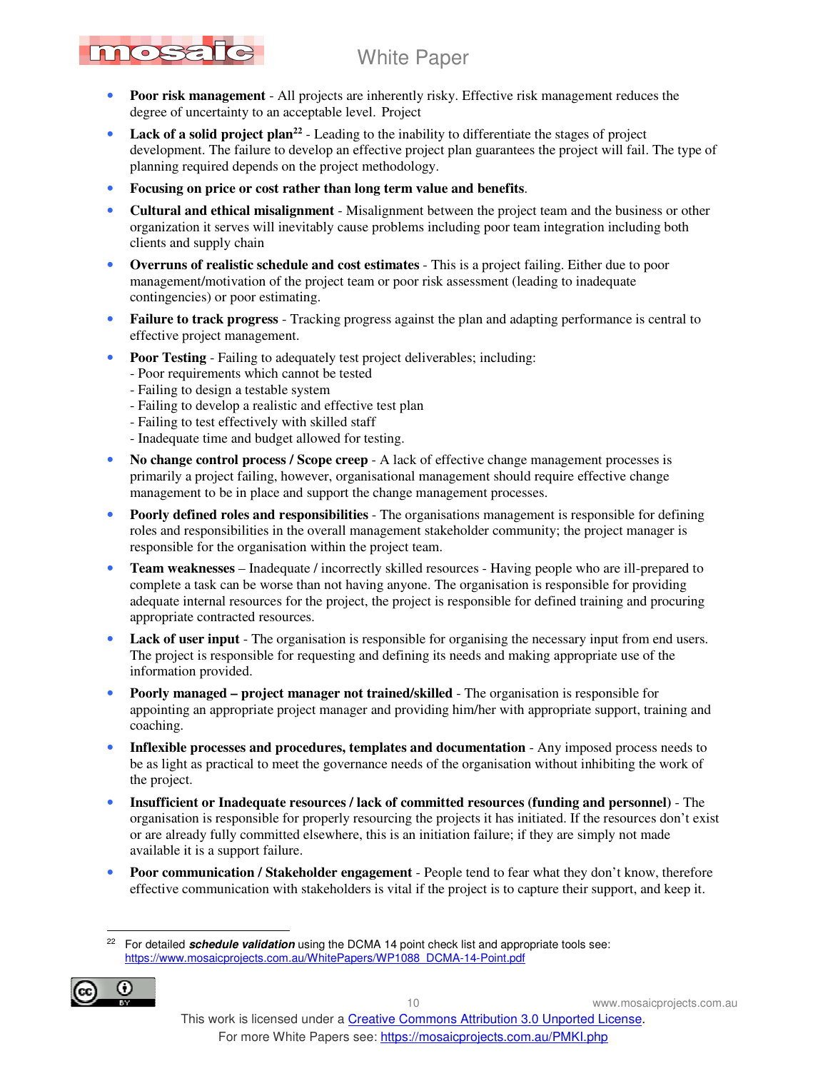- **Poor risk management** - All projects are inherently risky. Effective risk management reduces the degree of uncertainty to an acceptable level. Project
- **Lack of a solid project plan**[22] - Leading to the inability to differentiate the stages of project development. The failure to develop an effective project plan guarantees the project will fail. The type of planning required depends on the project methodology.
- **Focusing on price or cost rather than long term value and benefits**.
- **Cultural and ethical misalignment** - Misalignment between the project team and the business or other organization it serves will inevitably cause problems including poor team integration including both clients and supply chain
- **Overruns of realistic schedule and cost estimates** - This is a project failing. Either due to poor management/motivation of the project team or poor risk assessment (leading to inadequate contingencies) or poor estimating.
- **Failure to track progress** - Tracking progress against the plan and adapting performance is central to effective project management.
- **Poor Testing** - Failing to adequately test project deliverables; including:
  - Poor requirements which cannot be tested
  - Failing to design a testable system
  - Failing to develop a realistic and effective test plan
  - Failing to test effectively with skilled staff
  - Inadequate time and budget allowed for testing.
- **No change control process / Scope creep** - A lack of effective change management processes is primarily a project failing, however, organisational management should require effective change management to be in place and support the change management processes.
- **Poorly defined roles and responsibilities** - The organisations management is responsible for defining roles and responsibilities in the overall management stakeholder community; the project manager is responsible for the organisation within the project team.
- **Team weaknesses** – Inadequate / incorrectly skilled resources - Having people who are ill-prepared to complete a task can be worse than not having anyone. The organisation is responsible for providing adequate internal resources for the project, the project is responsible for defined training and procuring appropriate contracted resources.
- **Lack of user input** - The organisation is responsible for organising the necessary input from end users. The project is responsible for requesting and defining its needs and making appropriate use of the information provided.
- **Poorly managed – project manager not trained/skilled** - The organisation is responsible for appointing an appropriate project manager and providing him/her with appropriate support, training and coaching.
- **Inflexible processes and procedures, templates and documentation** - Any imposed process needs to be as light as practical to meet the governance needs of the organisation without inhibiting the work of the project.
- **Insufficient or Inadequate resources / lack of committed resources (funding and personnel)** - The organisation is responsible for properly resourcing the projects it has initiated. If the resources don't exist or are already fully committed elsewhere, this is an initiation failure; if they are simply not made available it is a support failure.
- **Poor communication / Stakeholder engagement** - People tend to fear what they don't know, therefore effective communication with stakeholders is vital if the project is to capture their support, and keep it.

---

[22] For detailed ***schedule validation*** using the DCMA 14 point check list and appropriate tools see: https://www.mosaicprojects.com.au/WhitePapers/WP1088_DCMA-14-Point.pdf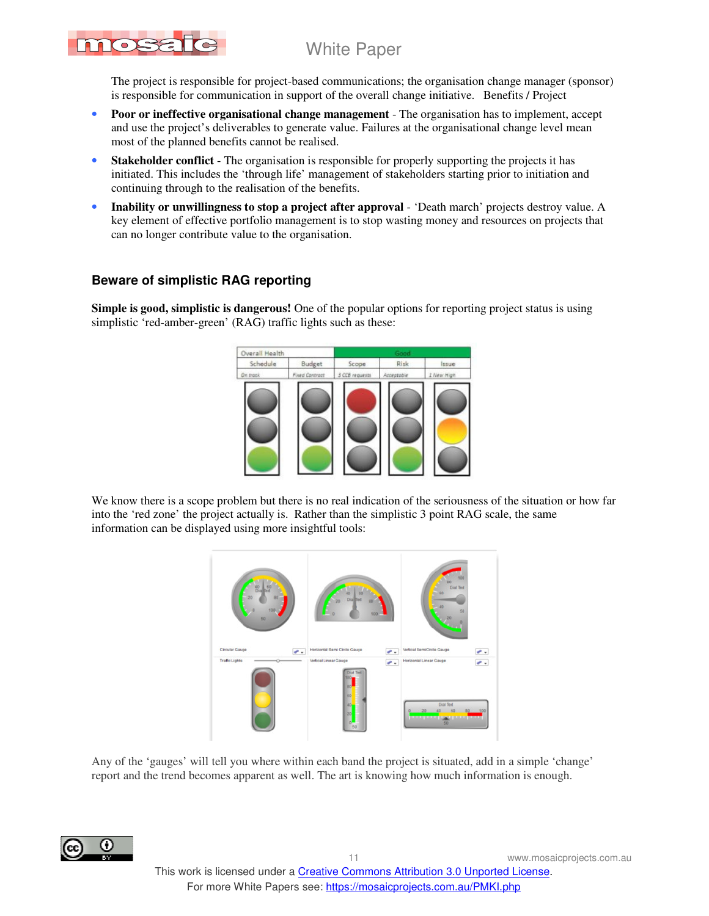The project is responsible for project-based communications; the organisation change manager (sponsor) is responsible for communication in support of the overall change initiative. Benefits / Project

- **Poor or ineffective organisational change management** - The organisation has to implement, accept and use the project's deliverables to generate value. Failures at the organisational change level mean most of the planned benefits cannot be realised.
- **Stakeholder conflict** - The organisation is responsible for properly supporting the projects it has initiated. This includes the 'through life' management of stakeholders starting prior to initiation and continuing through to the realisation of the benefits.
- **Inability or unwillingness to stop a project after approval** - 'Death march' projects destroy value. A key element of effective portfolio management is to stop wasting money and resources on projects that can no longer contribute value to the organisation.

## Beware of simplistic RAG reporting

**Simple is good, simplistic is dangerous!** One of the popular options for reporting project status is using simplistic 'red-amber-green' (RAG) traffic lights such as these:

We know there is a scope problem but there is no real indication of the seriousness of the situation or how far into the 'red zone' the project actually is. Rather than the simplistic 3 point RAG scale, the same information can be displayed using more insightful tools:

Any of the 'gauges' will tell you where within each band the project is situated, add in a simple 'change' report and the trend becomes apparent as well. The art is knowing how much information is enough.

This work is licensed under a Creative Commons Attribution 3.0 Unported License.
For more White Papers see: https://mosaicprojects.com.au/PMKI.php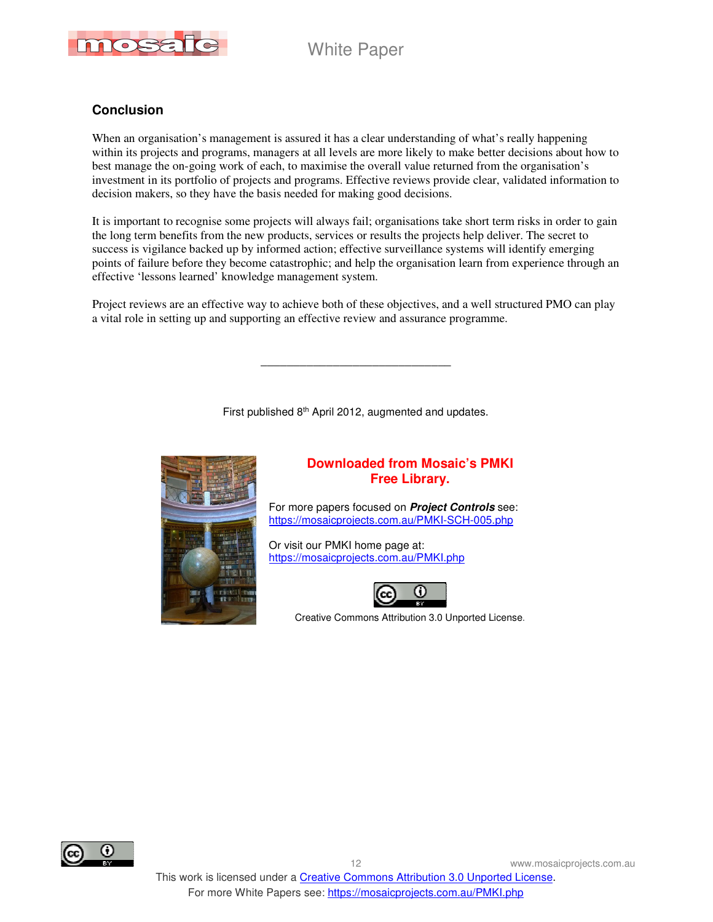## Conclusion

When an organisation's management is assured it has a clear understanding of what's really happening within its projects and programs, managers at all levels are more likely to make better decisions about how to best manage the on-going work of each, to maximise the overall value returned from the organisation's investment in its portfolio of projects and programs. Effective reviews provide clear, validated information to decision makers, so they have the basis needed for making good decisions.

It is important to recognise some projects will always fail; organisations take short term risks in order to gain the long term benefits from the new products, services or results the projects help deliver. The secret to success is vigilance backed up by informed action; effective surveillance systems will identify emerging points of failure before they become catastrophic; and help the organisation learn from experience through an effective 'lessons learned' knowledge management system.

Project reviews are an effective way to achieve both of these objectives, and a well structured PMO can play a vital role in setting up and supporting an effective review and assurance programme.

\_\_\_\_\_\_\_\_\_\_\_\_\_\_\_\_\_\_\_\_\_\_\_\_\_\_\_\_\_\_

First published 8th April 2012, augmented and updates.

**Downloaded from Mosaic's PMKI Free Library.**

For more papers focused on ***Project Controls*** see: https://mosaicprojects.com.au/PMKI-SCH-005.php

Or visit our PMKI home page at: https://mosaicprojects.com.au/PMKI.php

Creative Commons Attribution 3.0 Unported License.